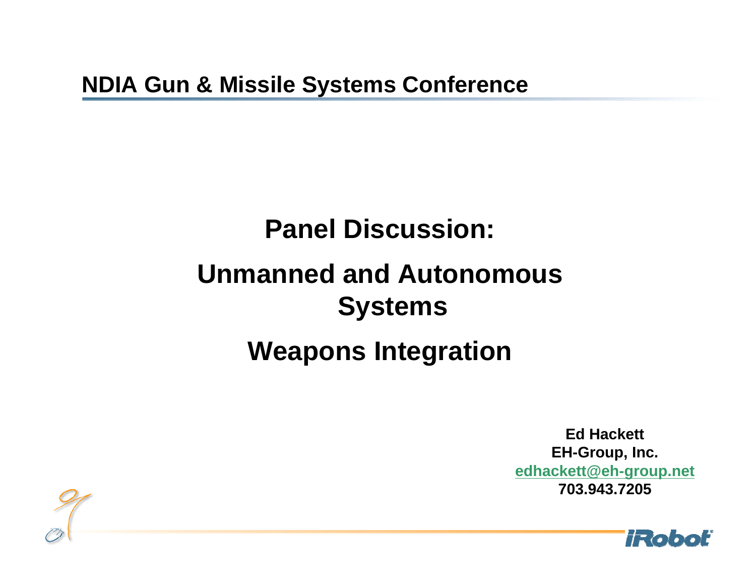**NDIA Gun & Missile Systems Conference**

# Panel Discussion:

# Unmanned and Autonomous Systems

# Weapons Integration

**Ed Hackett**
**EH-Group, Inc.**
**edhackett@eh-group.net**
**703.943.7205**

iRobot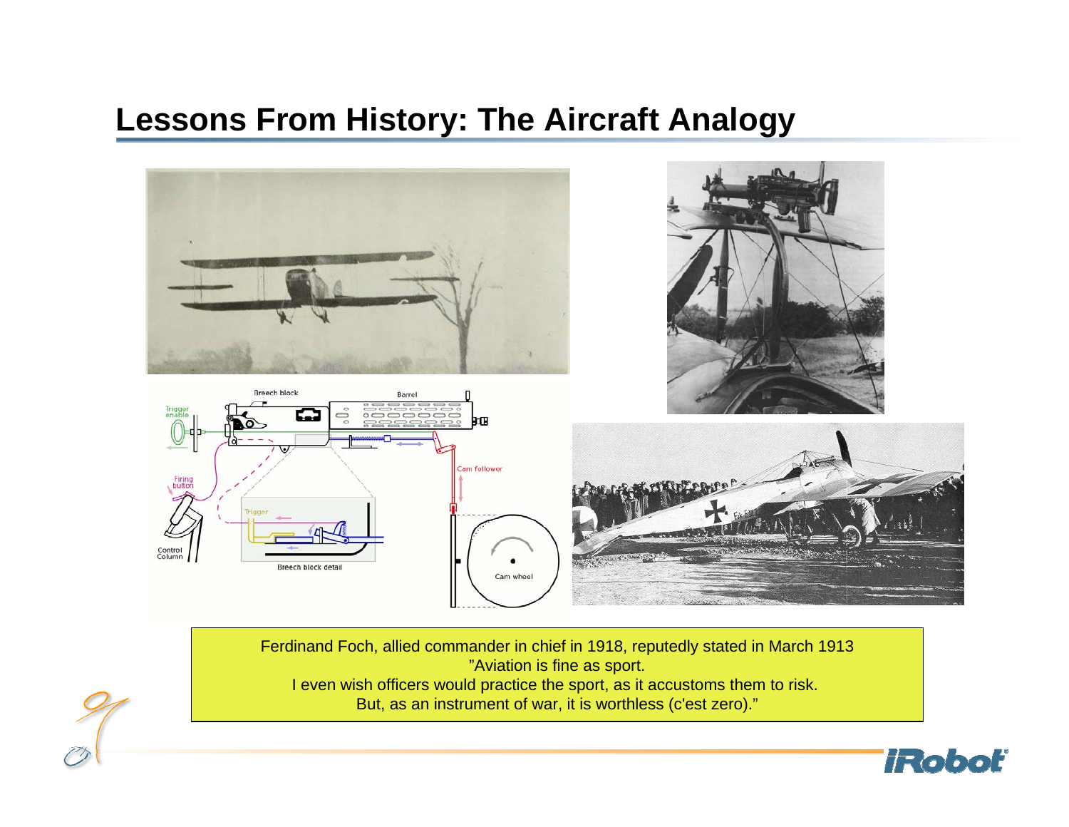# Lessons From History: The Aircraft Analogy

Ferdinand Foch, allied commander in chief in 1918, reputedly stated in March 1913
"Aviation is fine as sport.
I even wish officers would practice the sport, as it accustoms them to risk.
But, as an instrument of war, it is worthless (c'est zero)."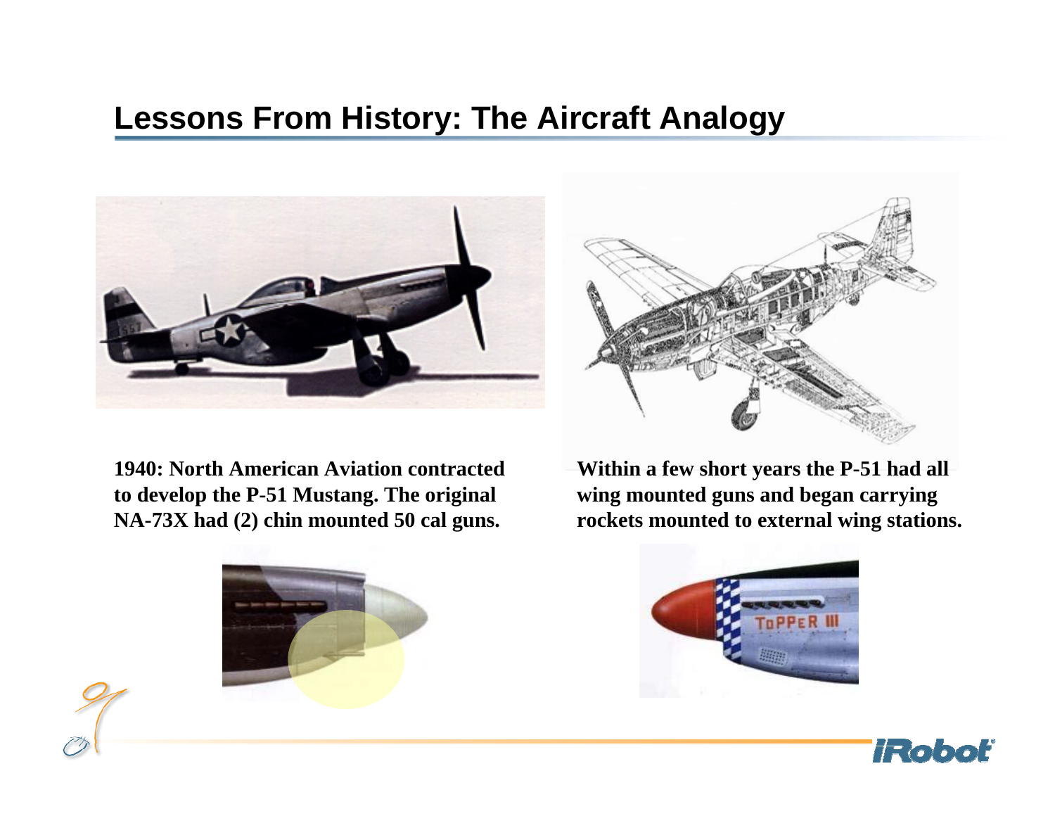# Lessons From History: The Aircraft Analogy

**1940: North American Aviation contracted to develop the P-51 Mustang. The original NA-73X had (2) chin mounted 50 cal guns.**

**Within a few short years the P-51 had all wing mounted guns and began carrying rockets mounted to external wing stations.**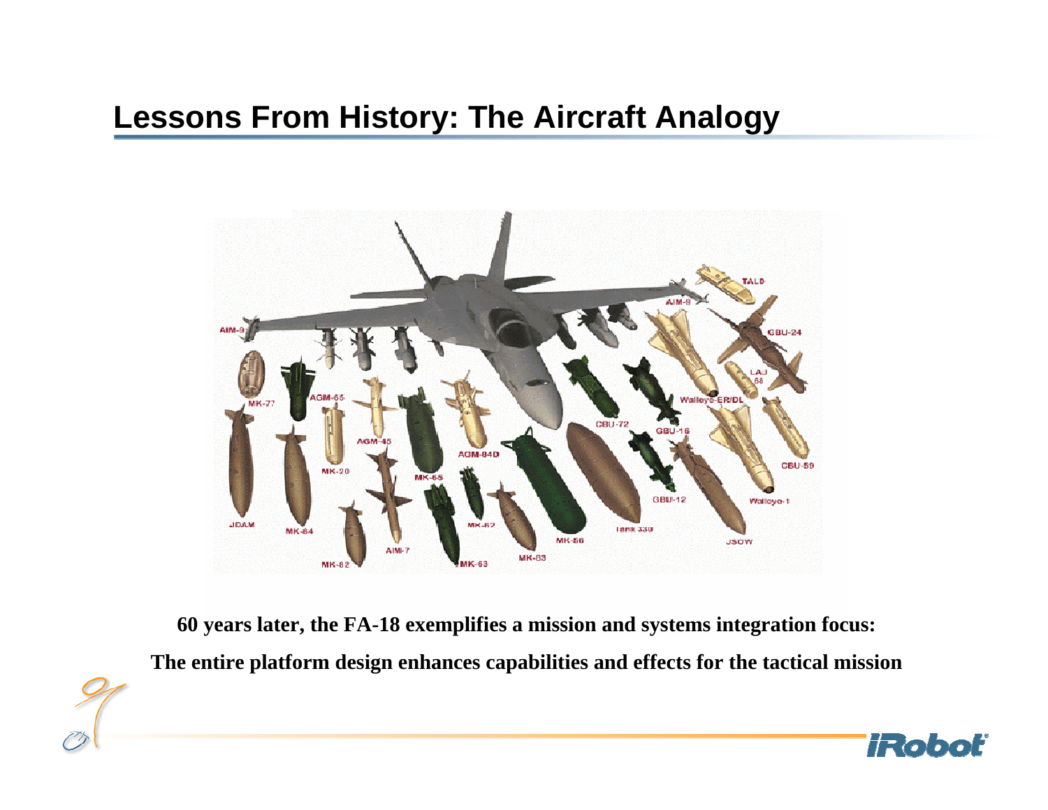# Lessons From History: The Aircraft Analogy

**60 years later, the FA-18 exemplifies a mission and systems integration focus:**

**The entire platform design enhances capabilities and effects for the tactical mission**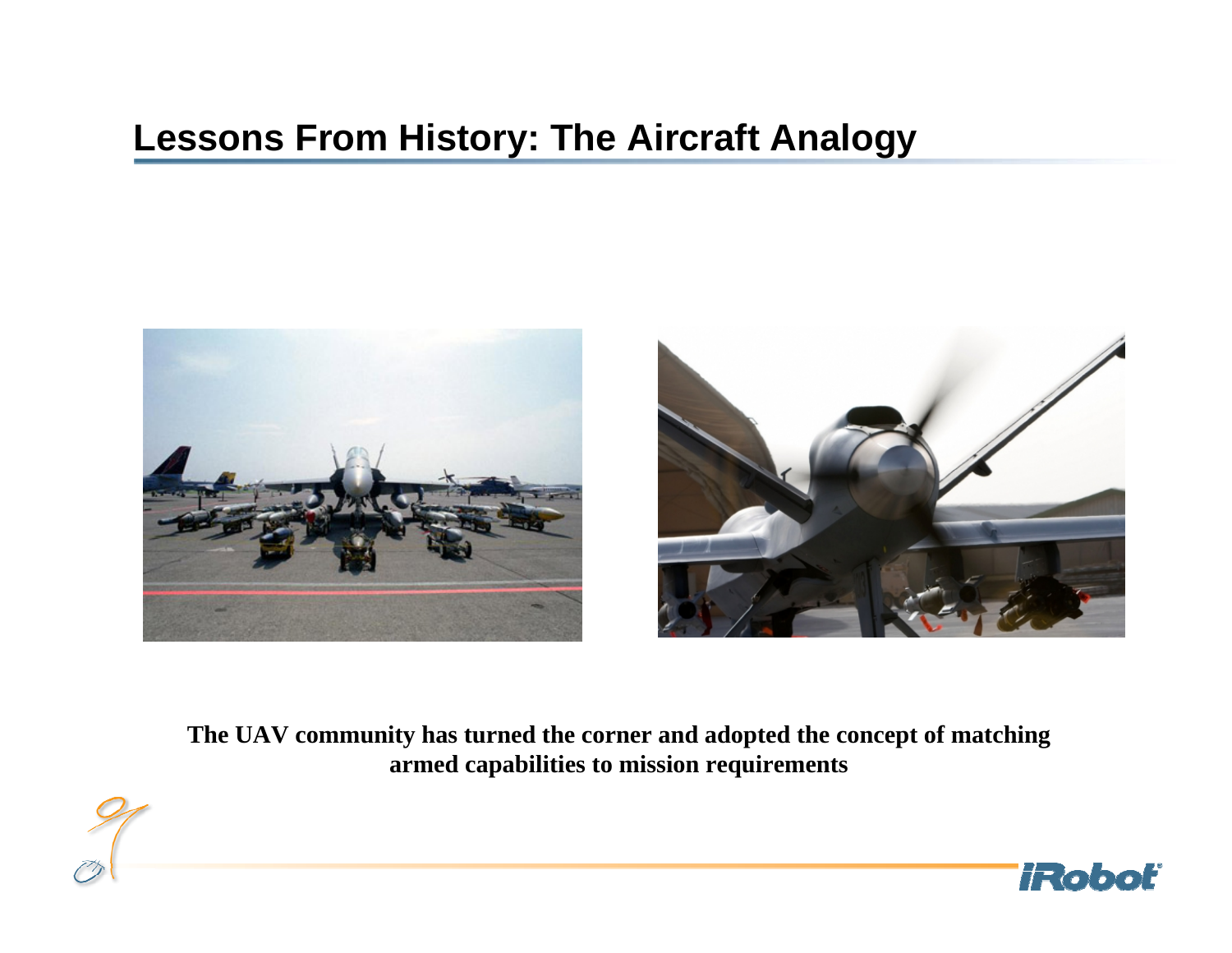## Lessons From History: The Aircraft Analogy

**The UAV community has turned the corner and adopted the concept of matching armed capabilities to mission requirements**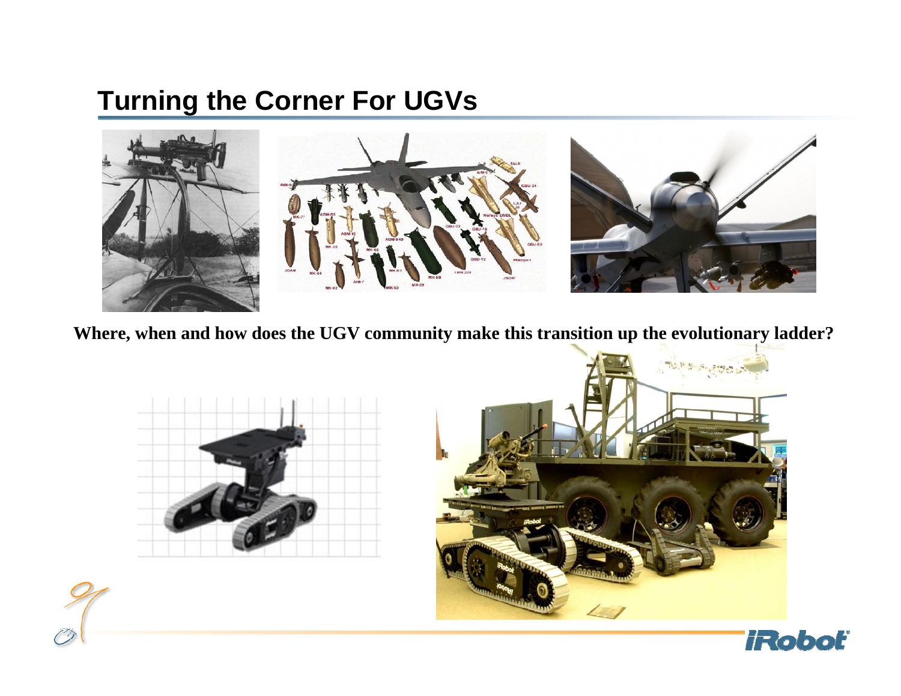# Turning the Corner For UGVs

**Where, when and how does the UGV community make this transition up the evolutionary ladder?**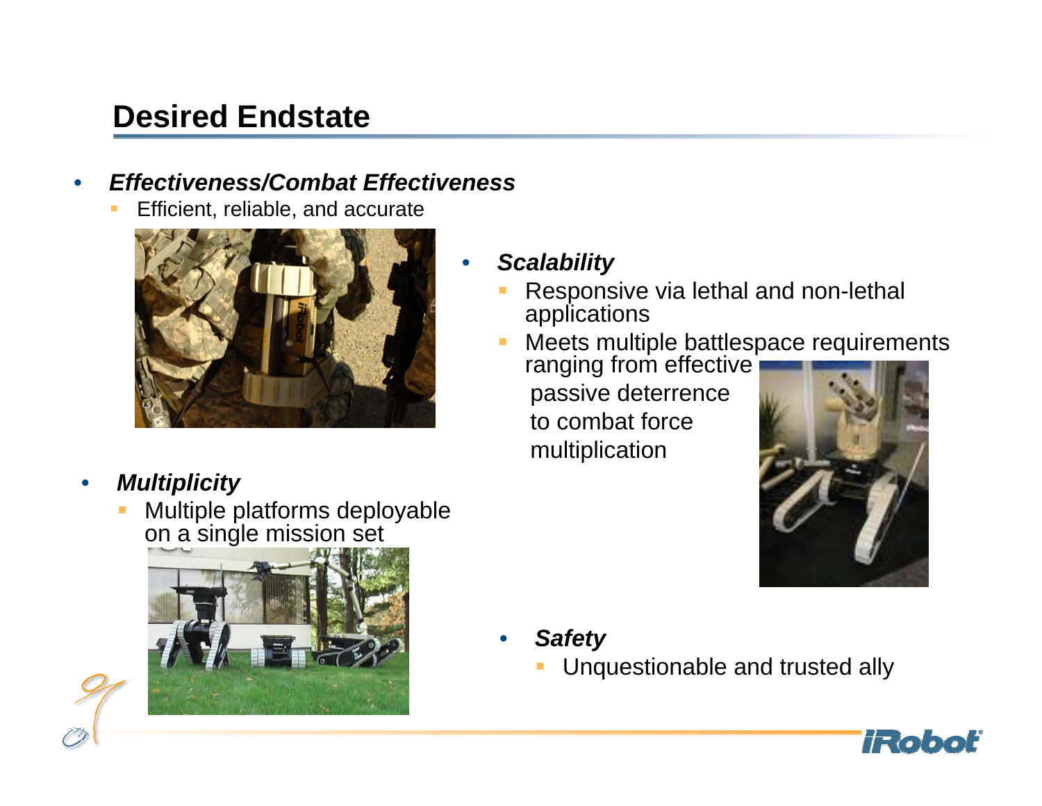# Desired Endstate

- ***Effectiveness/Combat Effectiveness***
  - Efficient, reliable, and accurate
- ***Scalability***
  - Responsive via lethal and non-lethal applications
  - Meets multiple battlespace requirements ranging from effective passive deterrence to combat force multiplication
- ***Multiplicity***
  - Multiple platforms deployable on a single mission set
- ***Safety***
  - Unquestionable and trusted ally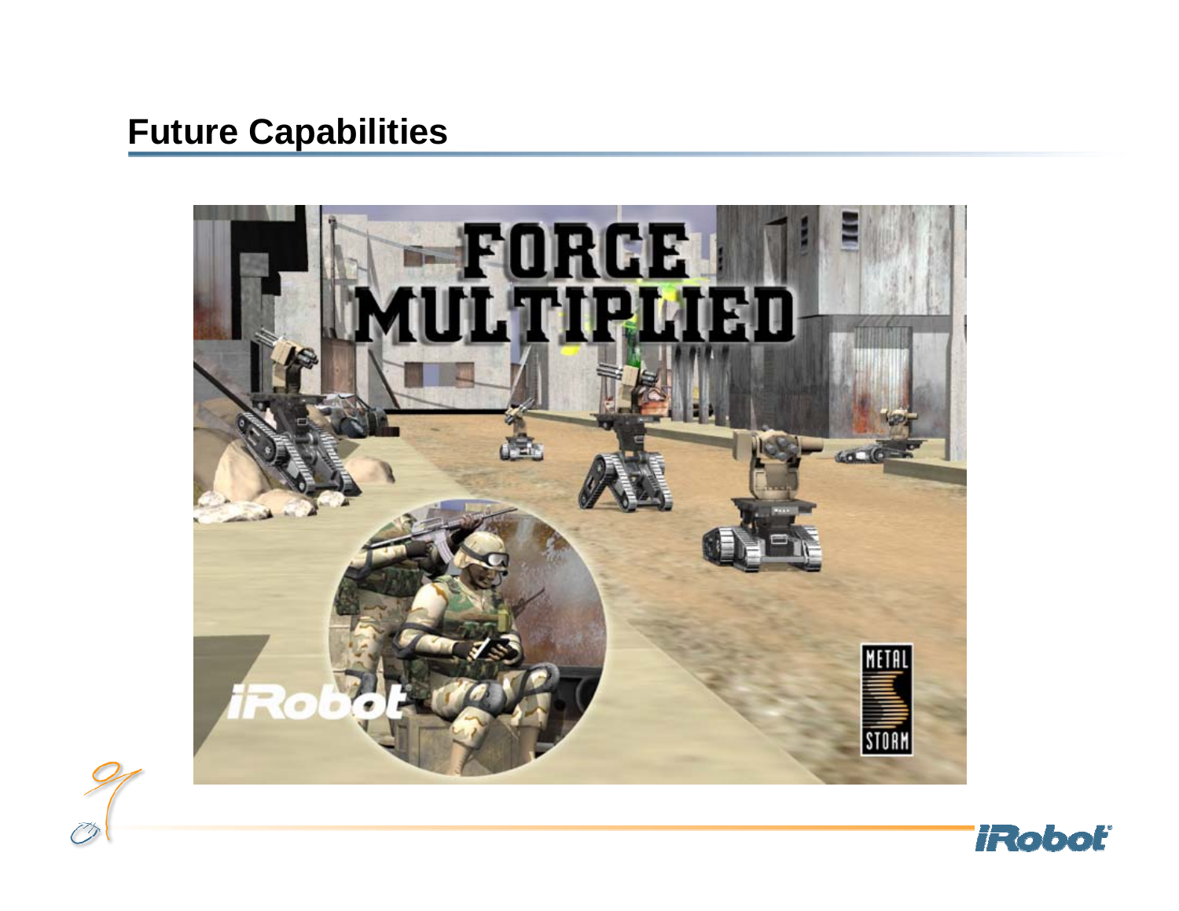## Future Capabilities